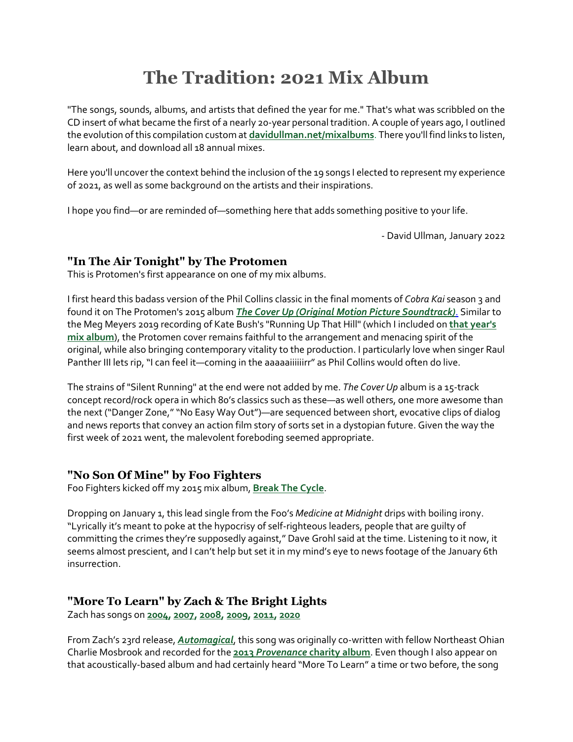# The Tradition: 2021 Mix Album

"The songs, sounds, albums, and artists that defined the year for me." That's what was scribbled on the CD insert of what became the first of a nearly 20-year personal tradition. A couple of years ago, I outlined the evolution of this compilation custom at **davidullman.net/mixalbums**. There you'll find links to listen, learn about, and download all 18 annual mixes.

Here you'll uncover the context behind the inclusion of the 19 songs I elected to represent my experience of 2021, as well as some background on the artists and their inspirations.

I hope you find—or are reminded of—something here that adds something positive to your life.

- David Ullman, January 2022

### "In The Air Tonight" by The Protomen

This is Protomen's first appearance on one of my mix albums.

I first heard this badass version of the Phil Collins classic in the final moments of *Cobra Kai* season 3 and found it on The Protomen's 2015 album ***The Cover Up (Original Motion Picture Soundtrack)***. Similar to the Meg Meyers 2019 recording of Kate Bush's "Running Up That Hill" (which I included on **that year's mix album**), the Protomen cover remains faithful to the arrangement and menacing spirit of the original, while also bringing contemporary vitality to the production. I particularly love when singer Raul Panther III lets rip, "I can feel it—coming in the aaaaaiiiiiirr" as Phil Collins would often do live.

The strains of "Silent Running" at the end were not added by me. *The Cover Up* album is a 15-track concept record/rock opera in which 80's classics such as these—as well others, one more awesome than the next ("Danger Zone," "No Easy Way Out")—are sequenced between short, evocative clips of dialog and news reports that convey an action film story of sorts set in a dystopian future. Given the way the first week of 2021 went, the malevolent foreboding seemed appropriate.

### "No Son Of Mine" by Foo Fighters

Foo Fighters kicked off my 2015 mix album, **Break The Cycle**.

Dropping on January 1, this lead single from the Foo's *Medicine at Midnight* drips with boiling irony. "Lyrically it's meant to poke at the hypocrisy of self-righteous leaders, people that are guilty of committing the crimes they're supposedly against," Dave Grohl said at the time. Listening to it now, it seems almost prescient, and I can't help but set it in my mind's eye to news footage of the January 6th insurrection.

### "More To Learn" by Zach & The Bright Lights

Zach has songs on **2004**, **2007**, **2008**, **2009**, **2011**, **2020**

From Zach's 23rd release, ***Automagical***, this song was originally co-written with fellow Northeast Ohian Charlie Mosbrook and recorded for the **2013 *Provenance* charity album**. Even though I also appear on that acoustically-based album and had certainly heard "More To Learn" a time or two before, the song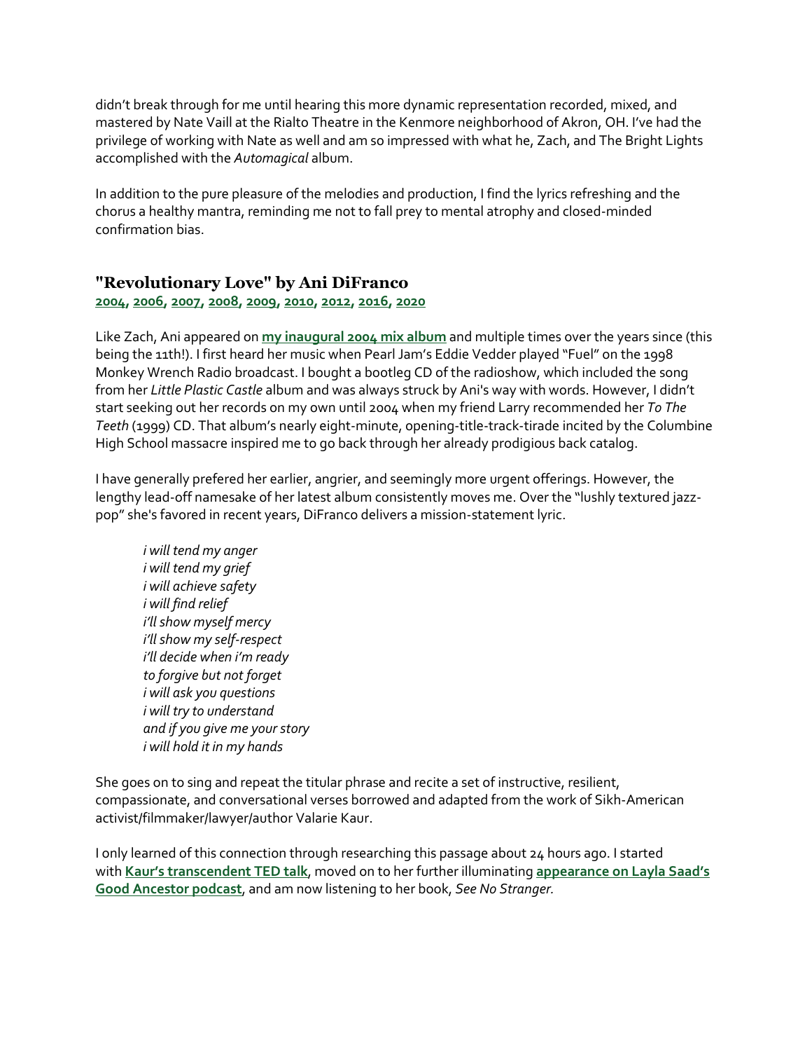didn't break through for me until hearing this more dynamic representation recorded, mixed, and mastered by Nate Vaill at the Rialto Theatre in the Kenmore neighborhood of Akron, OH. I've had the privilege of working with Nate as well and am so impressed with what he, Zach, and The Bright Lights accomplished with the *Automagical* album.

In addition to the pure pleasure of the melodies and production, I find the lyrics refreshing and the chorus a healthy mantra, reminding me not to fall prey to mental atrophy and closed-minded confirmation bias.

## "Revolutionary Love" by Ani DiFranco

**2004, 2006, 2007, 2008, 2009, 2010, 2012, 2016, 2020**

Like Zach, Ani appeared on **my inaugural 2004 mix album** and multiple times over the years since (this being the 11th!). I first heard her music when Pearl Jam's Eddie Vedder played "Fuel" on the 1998 Monkey Wrench Radio broadcast. I bought a bootleg CD of the radioshow, which included the song from her *Little Plastic Castle* album and was always struck by Ani's way with words. However, I didn't start seeking out her records on my own until 2004 when my friend Larry recommended her *To The Teeth* (1999) CD. That album's nearly eight-minute, opening-title-track-tirade incited by the Columbine High School massacre inspired me to go back through her already prodigious back catalog.

I have generally prefered her earlier, angrier, and seemingly more urgent offerings. However, the lengthy lead-off namesake of her latest album consistently moves me. Over the "lushly textured jazz-pop" she's favored in recent years, DiFranco delivers a mission-statement lyric.

> *i will tend my anger*
> *i will tend my grief*
> *i will achieve safety*
> *i will find relief*
> *i'll show myself mercy*
> *i'll show my self-respect*
> *i'll decide when i'm ready*
> *to forgive but not forget*
> *i will ask you questions*
> *i will try to understand*
> *and if you give me your story*
> *i will hold it in my hands*

She goes on to sing and repeat the titular phrase and recite a set of instructive, resilient, compassionate, and conversational verses borrowed and adapted from the work of Sikh-American activist/filmmaker/lawyer/author Valarie Kaur.

I only learned of this connection through researching this passage about 24 hours ago. I started with **Kaur's transcendent TED talk**, moved on to her further illuminating **appearance on Layla Saad's Good Ancestor podcast**, and am now listening to her book, *See No Stranger.*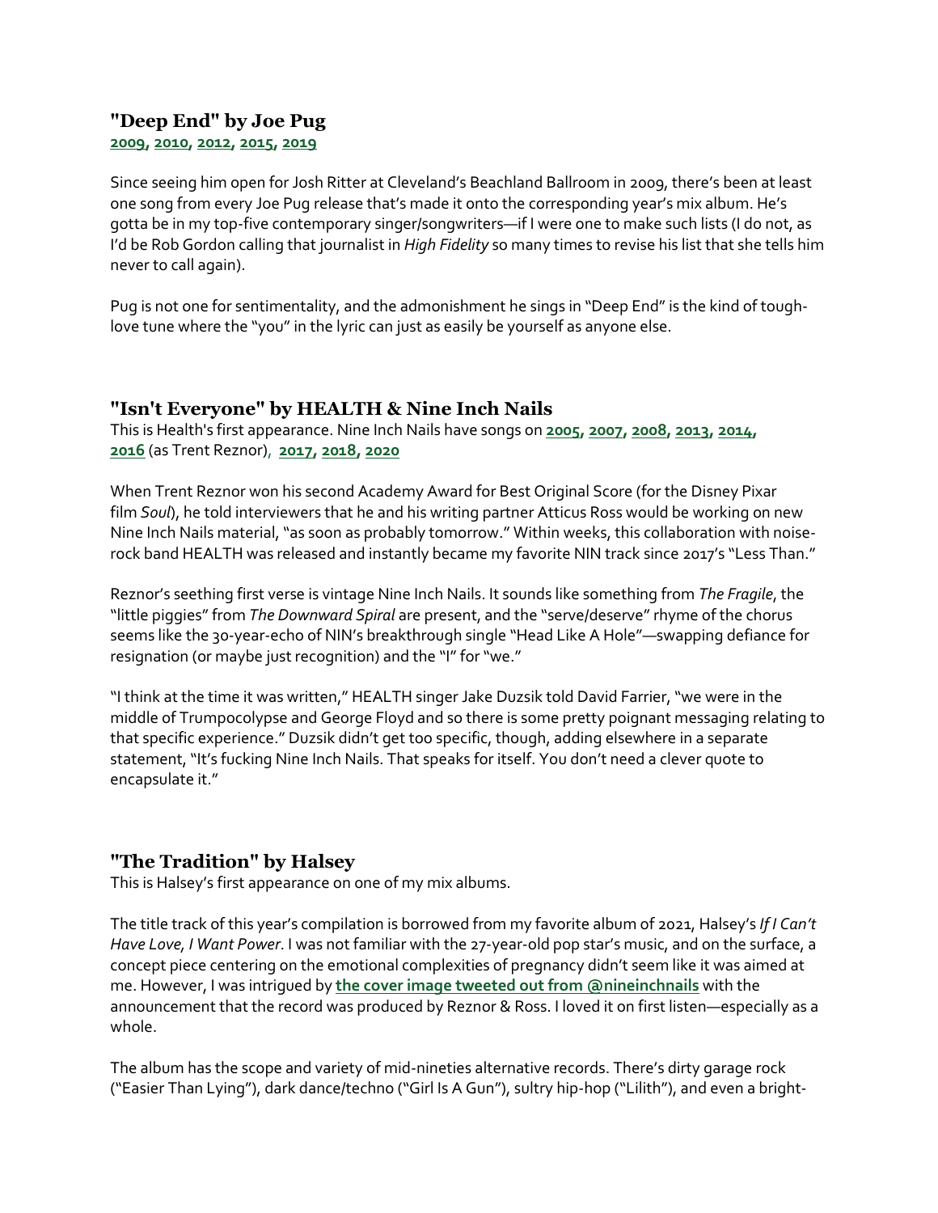### "Deep End" by Joe Pug

**2009, 2010, 2012, 2015, 2019**

Since seeing him open for Josh Ritter at Cleveland's Beachland Ballroom in 2009, there's been at least one song from every Joe Pug release that's made it onto the corresponding year's mix album. He's gotta be in my top-five contemporary singer/songwriters—if I were one to make such lists (I do not, as I'd be Rob Gordon calling that journalist in *High Fidelity* so many times to revise his list that she tells him never to call again).

Pug is not one for sentimentality, and the admonishment he sings in "Deep End" is the kind of tough-love tune where the "you" in the lyric can just as easily be yourself as anyone else.

### "Isn't Everyone" by HEALTH & Nine Inch Nails

This is Health's first appearance. Nine Inch Nails have songs on **2005, 2007, 2008, 2013, 2014, 2016** (as Trent Reznor), **2017, 2018, 2020**

When Trent Reznor won his second Academy Award for Best Original Score (for the Disney Pixar film *Soul*), he told interviewers that he and his writing partner Atticus Ross would be working on new Nine Inch Nails material, "as soon as probably tomorrow." Within weeks, this collaboration with noise-rock band HEALTH was released and instantly became my favorite NIN track since 2017's "Less Than."

Reznor's seething first verse is vintage Nine Inch Nails. It sounds like something from *The Fragile*, the "little piggies" from *The Downward Spiral* are present, and the "serve/deserve" rhyme of the chorus seems like the 30-year-echo of NIN's breakthrough single "Head Like A Hole"—swapping defiance for resignation (or maybe just recognition) and the "I" for "we."

"I think at the time it was written," HEALTH singer Jake Duzsik told David Farrier, "we were in the middle of Trumpocolypse and George Floyd and so there is some pretty poignant messaging relating to that specific experience." Duzsik didn't get too specific, though, adding elsewhere in a separate statement, "It's fucking Nine Inch Nails. That speaks for itself. You don't need a clever quote to encapsulate it."

### "The Tradition" by Halsey

This is Halsey's first appearance on one of my mix albums.

The title track of this year's compilation is borrowed from my favorite album of 2021, Halsey's *If I Can't Have Love, I Want Power*. I was not familiar with the 27-year-old pop star's music, and on the surface, a concept piece centering on the emotional complexities of pregnancy didn't seem like it was aimed at me. However, I was intrigued by **the cover image tweeted out from @nineinchnails** with the announcement that the record was produced by Reznor & Ross. I loved it on first listen—especially as a whole.

The album has the scope and variety of mid-nineties alternative records. There's dirty garage rock ("Easier Than Lying"), dark dance/techno ("Girl Is A Gun"), sultry hip-hop ("Lilith"), and even a bright-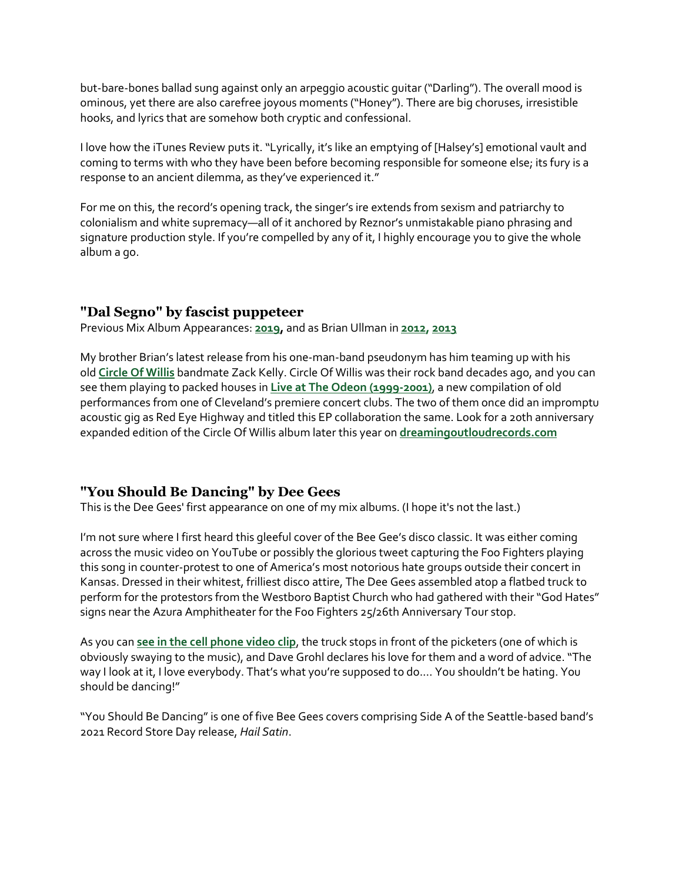but-bare-bones ballad sung against only an arpeggio acoustic guitar ("Darling"). The overall mood is ominous, yet there are also carefree joyous moments ("Honey"). There are big choruses, irresistible hooks, and lyrics that are somehow both cryptic and confessional.

I love how the iTunes Review puts it. "Lyrically, it's like an emptying of [Halsey's] emotional vault and coming to terms with who they have been before becoming responsible for someone else; its fury is a response to an ancient dilemma, as they've experienced it."

For me on this, the record's opening track, the singer's ire extends from sexism and patriarchy to colonialism and white supremacy—all of it anchored by Reznor's unmistakable piano phrasing and signature production style. If you're compelled by any of it, I highly encourage you to give the whole album a go.

## "Dal Segno" by fascist puppeteer

Previous Mix Album Appearances: **2019,** and as Brian Ullman in **2012**, **2013**

My brother Brian's latest release from his one-man-band pseudonym has him teaming up with his old **Circle Of Willis** bandmate Zack Kelly. Circle Of Willis was their rock band decades ago, and you can see them playing to packed houses in **Live at The Odeon (1999-2001)**, a new compilation of old performances from one of Cleveland's premiere concert clubs. The two of them once did an impromptu acoustic gig as Red Eye Highway and titled this EP collaboration the same. Look for a 20th anniversary expanded edition of the Circle Of Willis album later this year on **dreamingoutloudrecords.com**

## "You Should Be Dancing" by Dee Gees

This is the Dee Gees' first appearance on one of my mix albums. (I hope it's not the last.)

I'm not sure where I first heard this gleeful cover of the Bee Gee's disco classic. It was either coming across the music video on YouTube or possibly the glorious tweet capturing the Foo Fighters playing this song in counter-protest to one of America's most notorious hate groups outside their concert in Kansas. Dressed in their whitest, frilliest disco attire, The Dee Gees assembled atop a flatbed truck to perform for the protestors from the Westboro Baptist Church who had gathered with their "God Hates" signs near the Azura Amphitheater for the Foo Fighters 25/26th Anniversary Tour stop.

As you can **see in the cell phone video clip**, the truck stops in front of the picketers (one of which is obviously swaying to the music), and Dave Grohl declares his love for them and a word of advice. "The way I look at it, I love everybody. That's what you're supposed to do.... You shouldn't be hating. You should be dancing!"

"You Should Be Dancing" is one of five Bee Gees covers comprising Side A of the Seattle-based band's 2021 Record Store Day release, *Hail Satin*.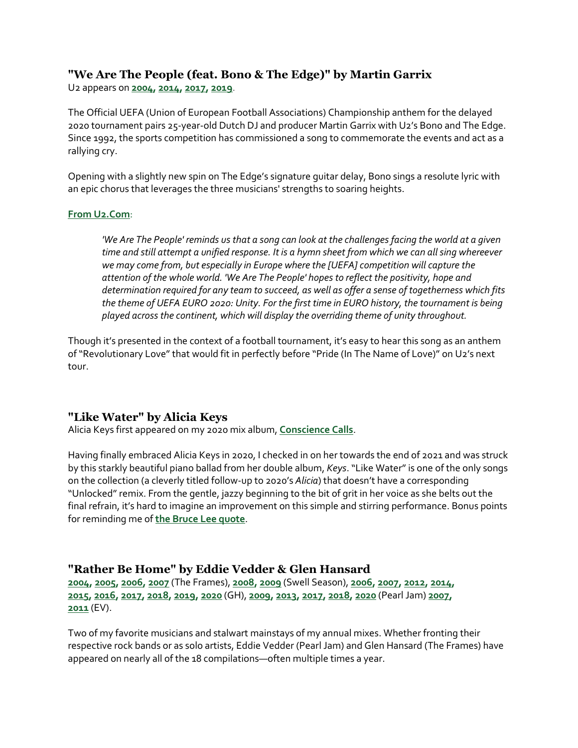### "We Are The People (feat. Bono & The Edge)" by Martin Garrix

U2 appears on **2004, 2014, 2017, 2019**.

The Official UEFA (Union of European Football Associations) Championship anthem for the delayed 2020 tournament pairs 25-year-old Dutch DJ and producer Martin Garrix with U2's Bono and The Edge. Since 1992, the sports competition has commissioned a song to commemorate the events and act as a rallying cry.

Opening with a slightly new spin on The Edge's signature guitar delay, Bono sings a resolute lyric with an epic chorus that leverages the three musicians' strengths to soaring heights.

**From U2.Com**:

> *'We Are The People' reminds us that a song can look at the challenges facing the world at a given time and still attempt a unified response. It is a hymn sheet from which we can all sing whereever we may come from, but especially in Europe where the [UEFA] competition will capture the attention of the whole world. 'We Are The People' hopes to reflect the positivity, hope and determination required for any team to succeed, as well as offer a sense of togetherness which fits the theme of UEFA EURO 2020: Unity. For the first time in EURO history, the tournament is being played across the continent, which will display the overriding theme of unity throughout.*

Though it's presented in the context of a football tournament, it's easy to hear this song as an anthem of "Revolutionary Love" that would fit in perfectly before "Pride (In The Name of Love)" on U2's next tour.

### "Like Water" by Alicia Keys

Alicia Keys first appeared on my 2020 mix album, **Conscience Calls**.

Having finally embraced Alicia Keys in 2020, I checked in on her towards the end of 2021 and was struck by this starkly beautiful piano ballad from her double album, *Keys*. "Like Water" is one of the only songs on the collection (a cleverly titled follow-up to 2020's *Alicia*) that doesn't have a corresponding "Unlocked" remix. From the gentle, jazzy beginning to the bit of grit in her voice as she belts out the final refrain, it's hard to imagine an improvement on this simple and stirring performance. Bonus points for reminding me of **the Bruce Lee quote**.

### "Rather Be Home" by Eddie Vedder & Glen Hansard

**2004, 2005, 2006, 2007** (The Frames), **2008, 2009** (Swell Season), **2006, 2007, 2012, 2014, 2015, 2016, 2017, 2018, 2019, 2020** (GH), **2009, 2013, 2017, 2018, 2020** (Pearl Jam) **2007, 2011** (EV).

Two of my favorite musicians and stalwart mainstays of my annual mixes. Whether fronting their respective rock bands or as solo artists, Eddie Vedder (Pearl Jam) and Glen Hansard (The Frames) have appeared on nearly all of the 18 compilations—often multiple times a year.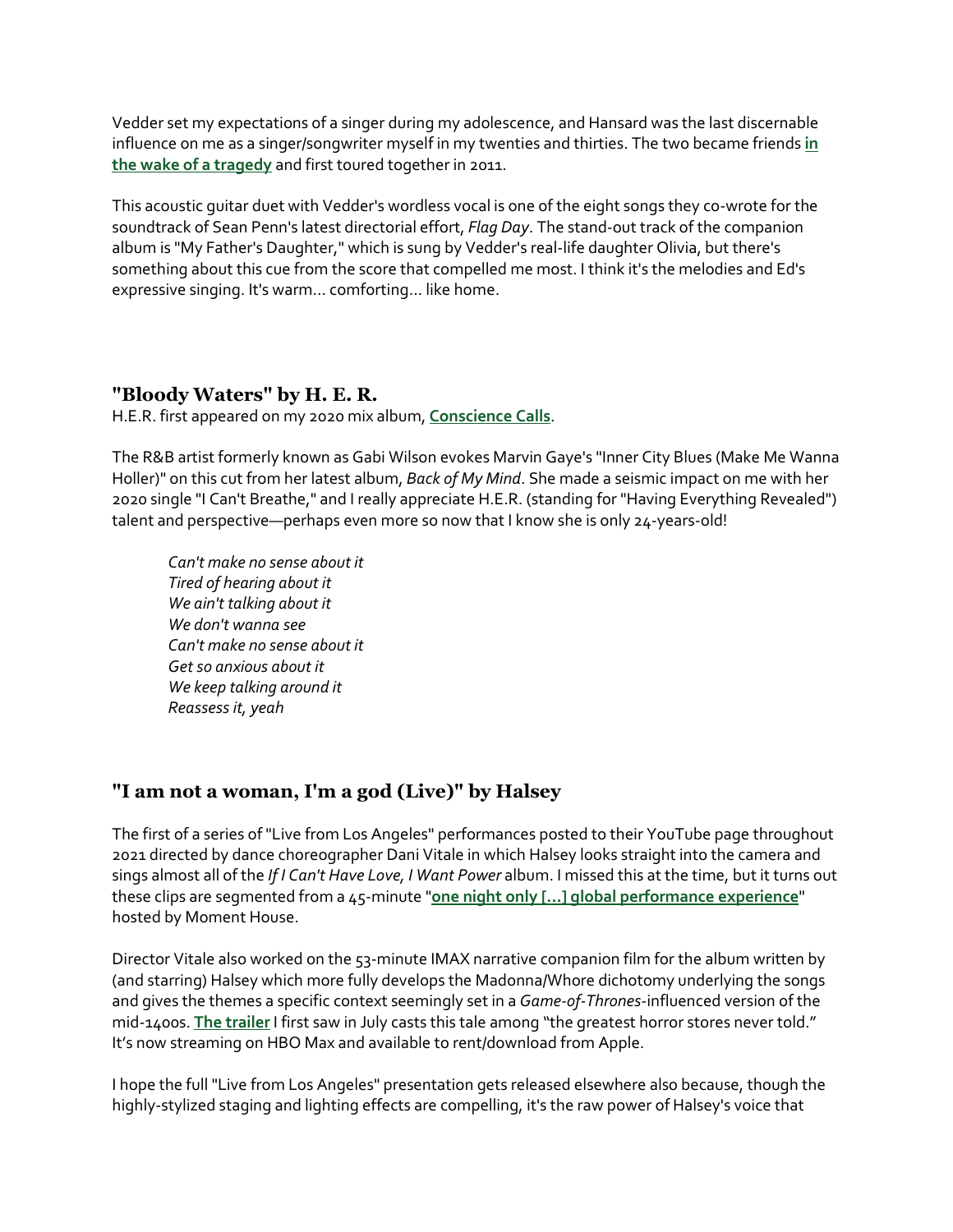Vedder set my expectations of a singer during my adolescence, and Hansard was the last discernable influence on me as a singer/songwriter myself in my twenties and thirties. The two became friends **in the wake of a tragedy** and first toured together in 2011.

This acoustic guitar duet with Vedder's wordless vocal is one of the eight songs they co-wrote for the soundtrack of Sean Penn's latest directorial effort, *Flag Day*. The stand-out track of the companion album is "My Father's Daughter," which is sung by Vedder's real-life daughter Olivia, but there's something about this cue from the score that compelled me most. I think it's the melodies and Ed's expressive singing. It's warm... comforting... like home.

### "Bloody Waters" by H. E. R.

H.E.R. first appeared on my 2020 mix album, **Conscience Calls**.

The R&B artist formerly known as Gabi Wilson evokes Marvin Gaye's "Inner City Blues (Make Me Wanna Holler)" on this cut from her latest album, *Back of My Mind*. She made a seismic impact on me with her 2020 single "I Can't Breathe," and I really appreciate H.E.R. (standing for "Having Everything Revealed") talent and perspective—perhaps even more so now that I know she is only 24-years-old!

> *Can't make no sense about it*
> *Tired of hearing about it*
> *We ain't talking about it*
> *We don't wanna see*
> *Can't make no sense about it*
> *Get so anxious about it*
> *We keep talking around it*
> *Reassess it, yeah*

### "I am not a woman, I'm a god (Live)" by Halsey

The first of a series of "Live from Los Angeles" performances posted to their YouTube page throughout 2021 directed by dance choreographer Dani Vitale in which Halsey looks straight into the camera and sings almost all of the *If I Can't Have Love, I Want Power* album. I missed this at the time, but it turns out these clips are segmented from a 45-minute "**one night only [...] global performance experience**" hosted by Moment House.

Director Vitale also worked on the 53-minute IMAX narrative companion film for the album written by (and starring) Halsey which more fully develops the Madonna/Whore dichotomy underlying the songs and gives the themes a specific context seemingly set in a *Game-of-Thrones*-influenced version of the mid-1400s. **The trailer** I first saw in July casts this tale among "the greatest horror stores never told." It's now streaming on HBO Max and available to rent/download from Apple.

I hope the full "Live from Los Angeles" presentation gets released elsewhere also because, though the highly-stylized staging and lighting effects are compelling, it's the raw power of Halsey's voice that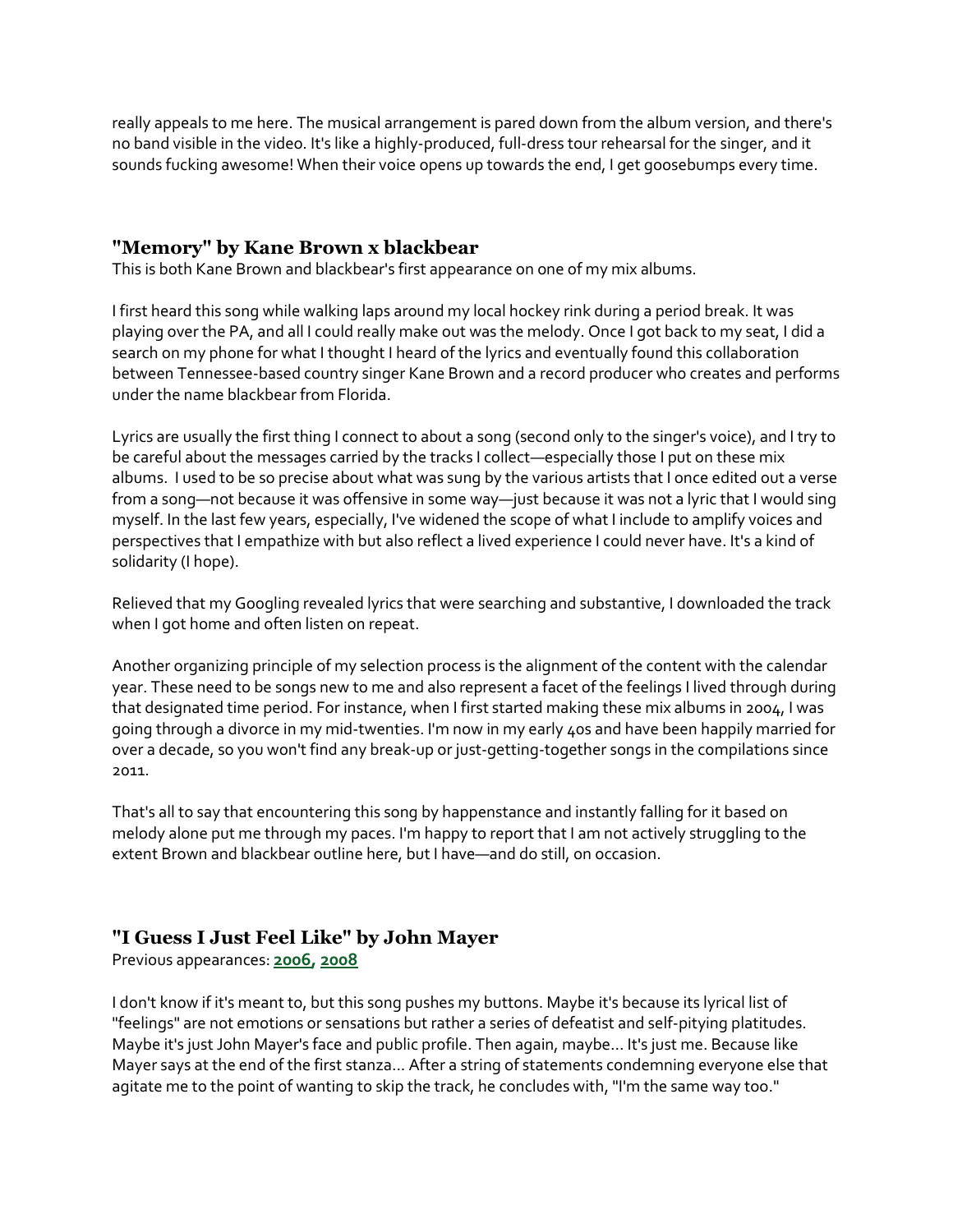really appeals to me here. The musical arrangement is pared down from the album version, and there's no band visible in the video. It's like a highly-produced, full-dress tour rehearsal for the singer, and it sounds fucking awesome! When their voice opens up towards the end, I get goosebumps every time.

### "Memory" by Kane Brown x blackbear

This is both Kane Brown and blackbear's first appearance on one of my mix albums.

I first heard this song while walking laps around my local hockey rink during a period break. It was playing over the PA, and all I could really make out was the melody. Once I got back to my seat, I did a search on my phone for what I thought I heard of the lyrics and eventually found this collaboration between Tennessee-based country singer Kane Brown and a record producer who creates and performs under the name blackbear from Florida.

Lyrics are usually the first thing I connect to about a song (second only to the singer's voice), and I try to be careful about the messages carried by the tracks I collect—especially those I put on these mix albums. I used to be so precise about what was sung by the various artists that I once edited out a verse from a song—not because it was offensive in some way—just because it was not a lyric that I would sing myself. In the last few years, especially, I've widened the scope of what I include to amplify voices and perspectives that I empathize with but also reflect a lived experience I could never have. It's a kind of solidarity (I hope).

Relieved that my Googling revealed lyrics that were searching and substantive, I downloaded the track when I got home and often listen on repeat.

Another organizing principle of my selection process is the alignment of the content with the calendar year. These need to be songs new to me and also represent a facet of the feelings I lived through during that designated time period. For instance, when I first started making these mix albums in 2004, I was going through a divorce in my mid-twenties. I'm now in my early 40s and have been happily married for over a decade, so you won't find any break-up or just-getting-together songs in the compilations since 2011.

That's all to say that encountering this song by happenstance and instantly falling for it based on melody alone put me through my paces. I'm happy to report that I am not actively struggling to the extent Brown and blackbear outline here, but I have—and do still, on occasion.

### "I Guess I Just Feel Like" by John Mayer

Previous appearances: **2006**, **2008**

I don't know if it's meant to, but this song pushes my buttons. Maybe it's because its lyrical list of "feelings" are not emotions or sensations but rather a series of defeatist and self-pitying platitudes. Maybe it's just John Mayer's face and public profile. Then again, maybe... It's just me. Because like Mayer says at the end of the first stanza... After a string of statements condemning everyone else that agitate me to the point of wanting to skip the track, he concludes with, "I'm the same way too."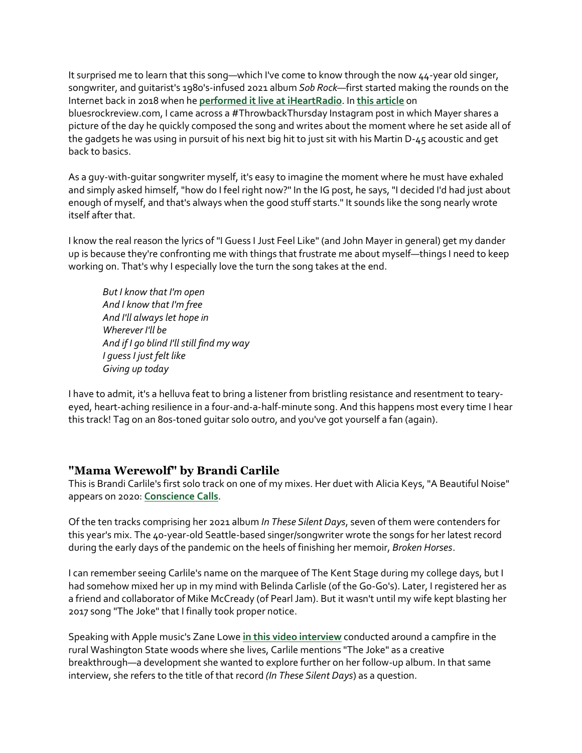It surprised me to learn that this song—which I've come to know through the now 44-year old singer, songwriter, and guitarist's 1980's-infused 2021 album *Sob Rock*—first started making the rounds on the Internet back in 2018 when he **performed it live at iHeartRadio**. In **this article** on bluesrockreview.com, I came across a #ThrowbackThursday Instagram post in which Mayer shares a picture of the day he quickly composed the song and writes about the moment where he set aside all of the gadgets he was using in pursuit of his next big hit to just sit with his Martin D-45 acoustic and get back to basics.

As a guy-with-guitar songwriter myself, it's easy to imagine the moment where he must have exhaled and simply asked himself, "how do I feel right now?" In the IG post, he says, "I decided I'd had just about enough of myself, and that's always when the good stuff starts." It sounds like the song nearly wrote itself after that.

I know the real reason the lyrics of "I Guess I Just Feel Like" (and John Mayer in general) get my dander up is because they're confronting me with things that frustrate me about myself—things I need to keep working on. That's why I especially love the turn the song takes at the end.

> *But I know that I'm open*
> *And I know that I'm free*
> *And I'll always let hope in*
> *Wherever I'll be*
> *And if I go blind I'll still find my way*
> *I guess I just felt like*
> *Giving up today*

I have to admit, it's a helluva feat to bring a listener from bristling resistance and resentment to teary-eyed, heart-aching resilience in a four-and-a-half-minute song. And this happens most every time I hear this track! Tag on an 80s-toned guitar solo outro, and you've got yourself a fan (again).

## "Mama Werewolf" by Brandi Carlile

This is Brandi Carlile's first solo track on one of my mixes. Her duet with Alicia Keys, "A Beautiful Noise" appears on 2020: **Conscience Calls**.

Of the ten tracks comprising her 2021 album *In These Silent Days*, seven of them were contenders for this year's mix. The 40-year-old Seattle-based singer/songwriter wrote the songs for her latest record during the early days of the pandemic on the heels of finishing her memoir, *Broken Horses*.

I can remember seeing Carlile's name on the marquee of The Kent Stage during my college days, but I had somehow mixed her up in my mind with Belinda Carlisle (of the Go-Go's). Later, I registered her as a friend and collaborator of Mike McCready (of Pearl Jam). But it wasn't until my wife kept blasting her 2017 song "The Joke" that I finally took proper notice.

Speaking with Apple music's Zane Lowe **in this video interview** conducted around a campfire in the rural Washington State woods where she lives, Carlile mentions "The Joke" as a creative breakthrough—a development she wanted to explore further on her follow-up album. In that same interview, she refers to the title of that record *(In These Silent Days*) as a question.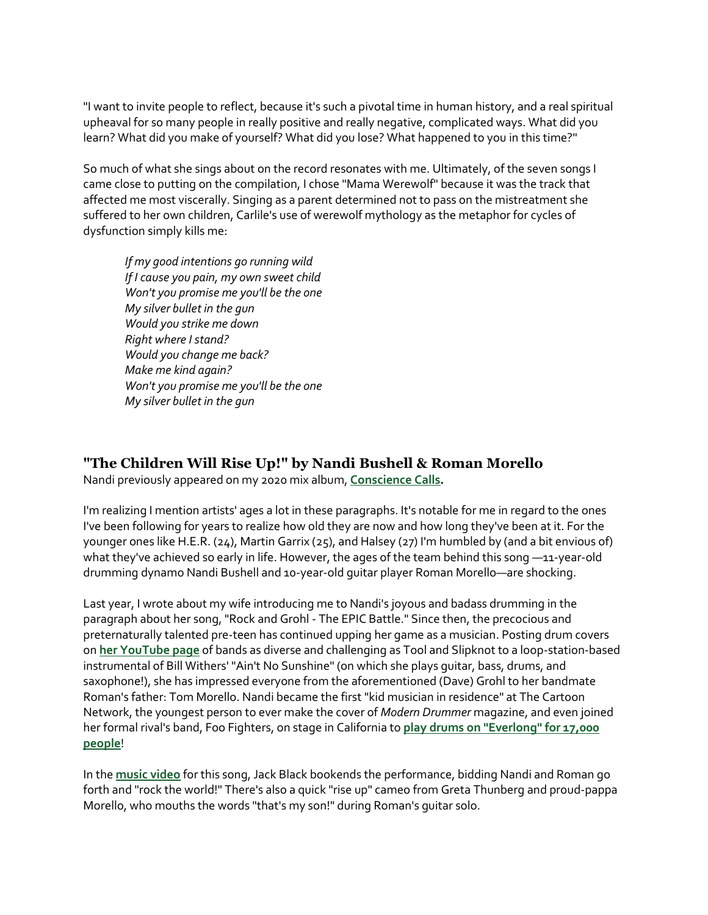"I want to invite people to reflect, because it's such a pivotal time in human history, and a real spiritual upheaval for so many people in really positive and really negative, complicated ways. What did you learn? What did you make of yourself? What did you lose? What happened to you in this time?"

So much of what she sings about on the record resonates with me. Ultimately, of the seven songs I came close to putting on the compilation, I chose "Mama Werewolf" because it was the track that affected me most viscerally. Singing as a parent determined not to pass on the mistreatment she suffered to her own children, Carlile's use of werewolf mythology as the metaphor for cycles of dysfunction simply kills me:

> *If my good intentions go running wild*
> *If I cause you pain, my own sweet child*
> *Won't you promise me you'll be the one*
> *My silver bullet in the gun*
> *Would you strike me down*
> *Right where I stand?*
> *Would you change me back?*
> *Make me kind again?*
> *Won't you promise me you'll be the one*
> *My silver bullet in the gun*

### "The Children Will Rise Up!" by Nandi Bushell & Roman Morello

Nandi previously appeared on my 2020 mix album, **Conscience Calls.**

I'm realizing I mention artists' ages a lot in these paragraphs. It's notable for me in regard to the ones I've been following for years to realize how old they are now and how long they've been at it. For the younger ones like H.E.R. (24), Martin Garrix (25), and Halsey (27) I'm humbled by (and a bit envious of) what they've achieved so early in life. However, the ages of the team behind this song —11-year-old drumming dynamo Nandi Bushell and 10-year-old guitar player Roman Morello—are shocking.

Last year, I wrote about my wife introducing me to Nandi's joyous and badass drumming in the paragraph about her song, "Rock and Grohl - The EPIC Battle." Since then, the precocious and preternaturally talented pre-teen has continued upping her game as a musician. Posting drum covers on **her YouTube page** of bands as diverse and challenging as Tool and Slipknot to a loop-station-based instrumental of Bill Withers' "Ain't No Sunshine" (on which she plays guitar, bass, drums, and saxophone!), she has impressed everyone from the aforementioned (Dave) Grohl to her bandmate Roman's father: Tom Morello. Nandi became the first "kid musician in residence" at The Cartoon Network, the youngest person to ever make the cover of *Modern Drummer* magazine, and even joined her formal rival's band, Foo Fighters, on stage in California to **play drums on "Everlong" for 17,000 people**!

In the **music video** for this song, Jack Black bookends the performance, bidding Nandi and Roman go forth and "rock the world!" There's also a quick "rise up" cameo from Greta Thunberg and proud-pappa Morello, who mouths the words "that's my son!" during Roman's guitar solo.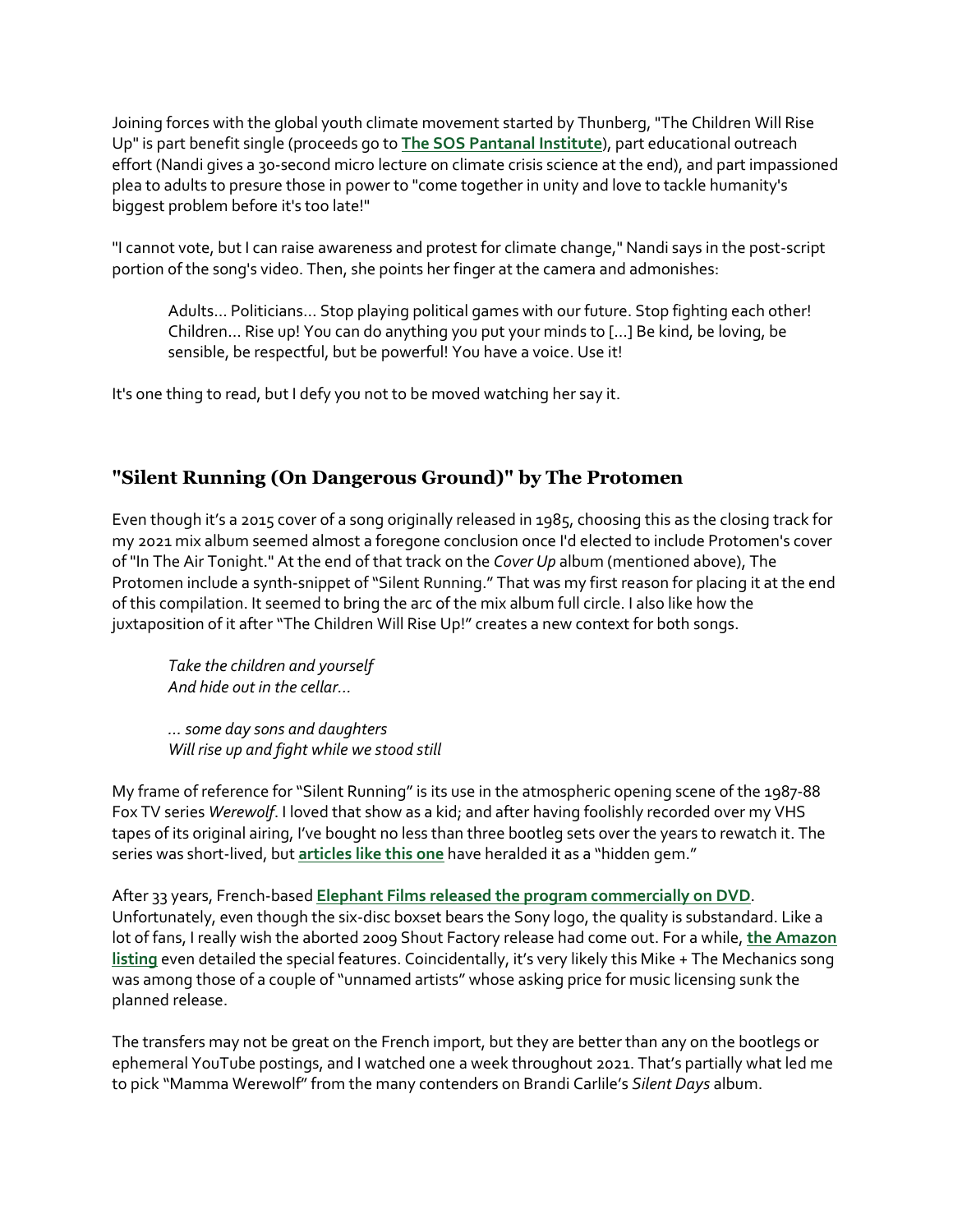Joining forces with the global youth climate movement started by Thunberg, "The Children Will Rise Up" is part benefit single (proceeds go to **[The SOS Pantanal Institute]**), part educational outreach effort (Nandi gives a 30-second micro lecture on climate crisis science at the end), and part impassioned plea to adults to presure those in power to "come together in unity and love to tackle humanity's biggest problem before it's too late!"

"I cannot vote, but I can raise awareness and protest for climate change," Nandi says in the post-script portion of the song's video. Then, she points her finger at the camera and admonishes:

> Adults... Politicians... Stop playing political games with our future. Stop fighting each other! Children... Rise up! You can do anything you put your minds to [...] Be kind, be loving, be sensible, be respectful, but be powerful! You have a voice. Use it!

It's one thing to read, but I defy you not to be moved watching her say it.

## "Silent Running (On Dangerous Ground)" by The Protomen

Even though it's a 2015 cover of a song originally released in 1985, choosing this as the closing track for my 2021 mix album seemed almost a foregone conclusion once I'd elected to include Protomen's cover of "In The Air Tonight." At the end of that track on the *Cover Up* album (mentioned above), The Protomen include a synth-snippet of "Silent Running." That was my first reason for placing it at the end of this compilation. It seemed to bring the arc of the mix album full circle. I also like how the juxtaposition of it after "The Children Will Rise Up!" creates a new context for both songs.

> *Take the children and yourself*
> *And hide out in the cellar...*
>
> *... some day sons and daughters*
> *Will rise up and fight while we stood still*

My frame of reference for "Silent Running" is its use in the atmospheric opening scene of the 1987-88 Fox TV series *Werewolf*. I loved that show as a kid; and after having foolishly recorded over my VHS tapes of its original airing, I've bought no less than three bootleg sets over the years to rewatch it. The series was short-lived, but **[articles like this one]** have heralded it as a "hidden gem."

After 33 years, French-based **[Elephant Films released the program commercially on DVD]**. Unfortunately, even though the six-disc boxset bears the Sony logo, the quality is substandard. Like a lot of fans, I really wish the aborted 2009 Shout Factory release had come out. For a while, **[the Amazon listing]** even detailed the special features. Coincidentally, it's very likely this Mike + The Mechanics song was among those of a couple of "unnamed artists" whose asking price for music licensing sunk the planned release.

The transfers may not be great on the French import, but they are better than any on the bootlegs or ephemeral YouTube postings, and I watched one a week throughout 2021. That's partially what led me to pick "Mamma Werewolf" from the many contenders on Brandi Carlile's *Silent Days* album.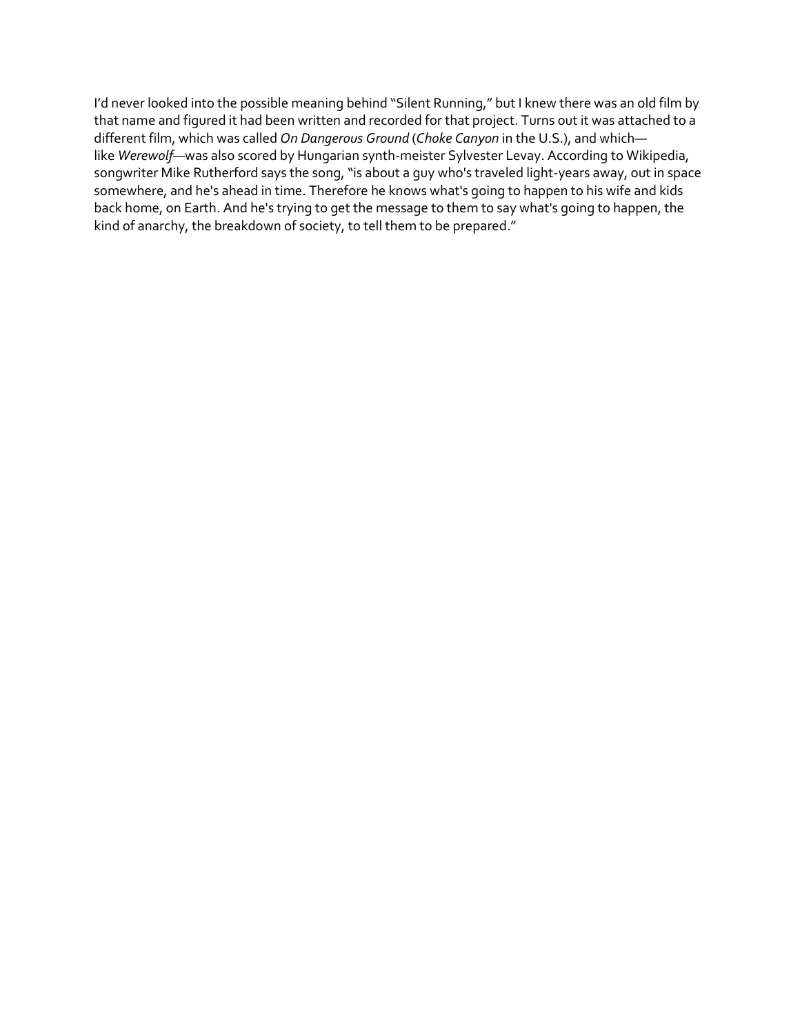I'd never looked into the possible meaning behind "Silent Running," but I knew there was an old film by that name and figured it had been written and recorded for that project. Turns out it was attached to a different film, which was called *On Dangerous Ground* (*Choke Canyon* in the U.S.), and which—like *Werewolf*—was also scored by Hungarian synth-meister Sylvester Levay. According to Wikipedia, songwriter Mike Rutherford says the song, "is about a guy who's traveled light-years away, out in space somewhere, and he's ahead in time. Therefore he knows what's going to happen to his wife and kids back home, on Earth. And he's trying to get the message to them to say what's going to happen, the kind of anarchy, the breakdown of society, to tell them to be prepared."